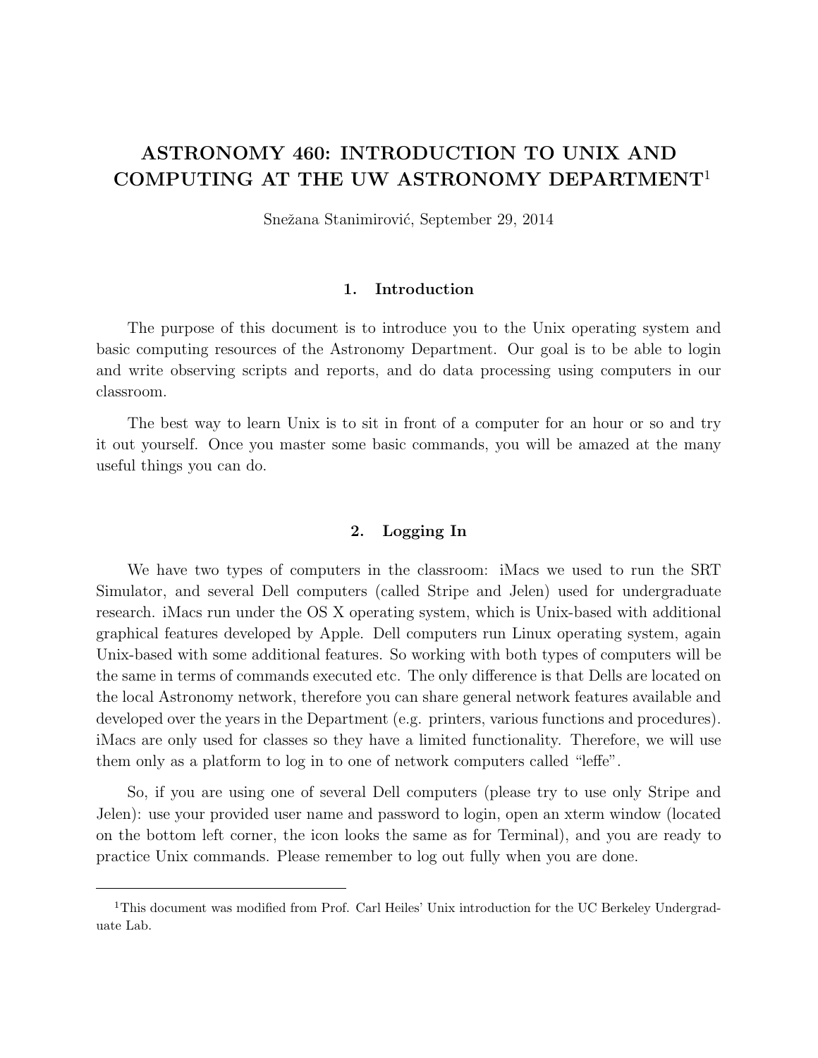# ASTRONOMY 460: INTRODUCTION TO UNIX AND COMPUTING AT THE UW ASTRONOMY DEPARTMENT[1]

Snežana Stanimirović, September 29, 2014

## 1. Introduction

The purpose of this document is to introduce you to the Unix operating system and basic computing resources of the Astronomy Department. Our goal is to be able to login and write observing scripts and reports, and do data processing using computers in our classroom.

The best way to learn Unix is to sit in front of a computer for an hour or so and try it out yourself. Once you master some basic commands, you will be amazed at the many useful things you can do.

## 2. Logging In

We have two types of computers in the classroom: iMacs we used to run the SRT Simulator, and several Dell computers (called Stripe and Jelen) used for undergraduate research. iMacs run under the OS X operating system, which is Unix-based with additional graphical features developed by Apple. Dell computers run Linux operating system, again Unix-based with some additional features. So working with both types of computers will be the same in terms of commands executed etc. The only difference is that Dells are located on the local Astronomy network, therefore you can share general network features available and developed over the years in the Department (e.g. printers, various functions and procedures). iMacs are only used for classes so they have a limited functionality. Therefore, we will use them only as a platform to log in to one of network computers called "leffe".

So, if you are using one of several Dell computers (please try to use only Stripe and Jelen): use your provided user name and password to login, open an xterm window (located on the bottom left corner, the icon looks the same as for Terminal), and you are ready to practice Unix commands. Please remember to log out fully when you are done.

---

[1] This document was modified from Prof. Carl Heiles' Unix introduction for the UC Berkeley Undergraduate Lab.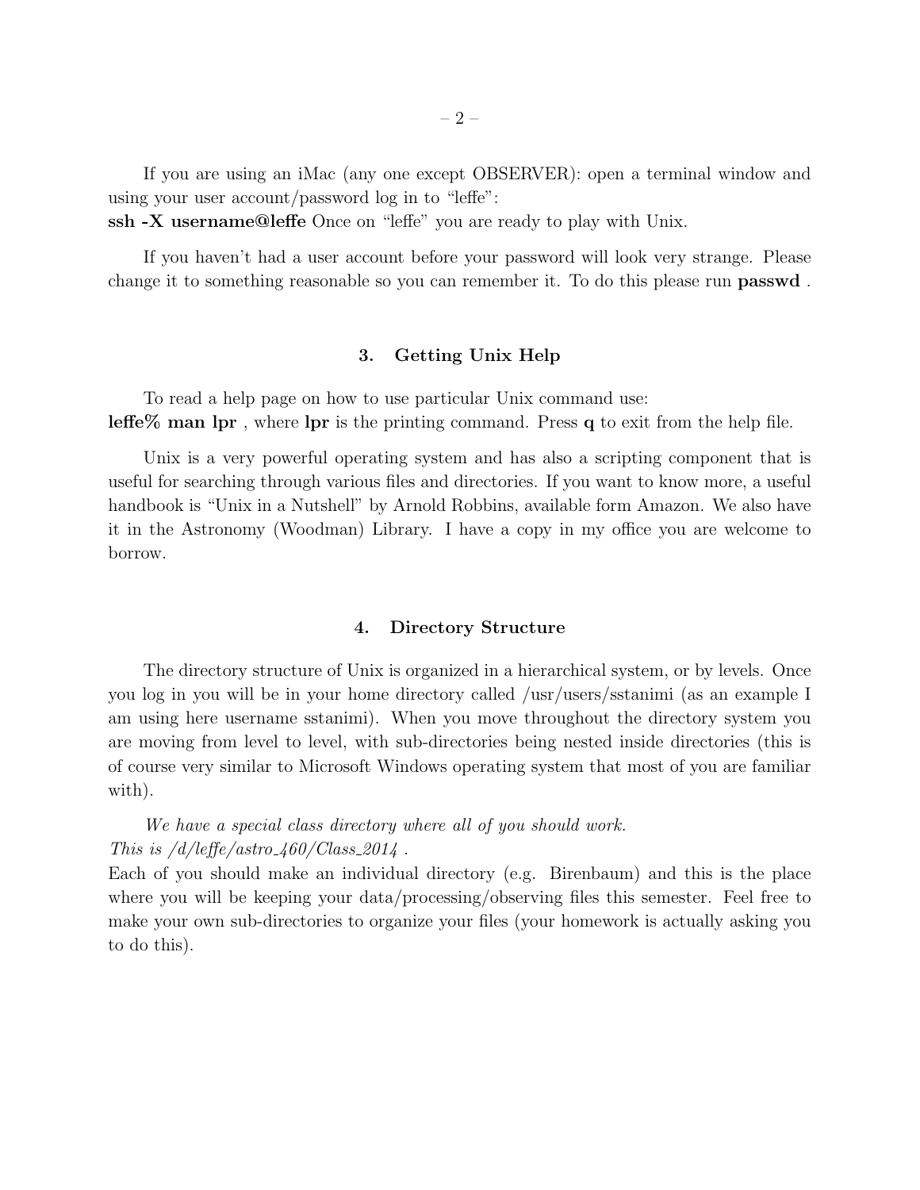If you are using an iMac (any one except OBSERVER): open a terminal window and using your user account/password log in to "leffe":
**ssh -X username@leffe** Once on "leffe" you are ready to play with Unix.

If you haven't had a user account before your password will look very strange. Please change it to something reasonable so you can remember it. To do this please run **passwd** .

## 3. Getting Unix Help

To read a help page on how to use particular Unix command use:
**leffe% man lpr** , where **lpr** is the printing command. Press **q** to exit from the help file.

Unix is a very powerful operating system and has also a scripting component that is useful for searching through various files and directories. If you want to know more, a useful handbook is "Unix in a Nutshell" by Arnold Robbins, available form Amazon. We also have it in the Astronomy (Woodman) Library. I have a copy in my office you are welcome to borrow.

## 4. Directory Structure

The directory structure of Unix is organized in a hierarchical system, or by levels. Once you log in you will be in your home directory called /usr/users/sstanimi (as an example I am using here username sstanimi). When you move throughout the directory system you are moving from level to level, with sub-directories being nested inside directories (this is of course very similar to Microsoft Windows operating system that most of you are familiar with).

*We have a special class directory where all of you should work.*
*This is /d/leffe/astro_460/Class_2014 .*
Each of you should make an individual directory (e.g. Birenbaum) and this is the place where you will be keeping your data/processing/observing files this semester. Feel free to make your own sub-directories to organize your files (your homework is actually asking you to do this).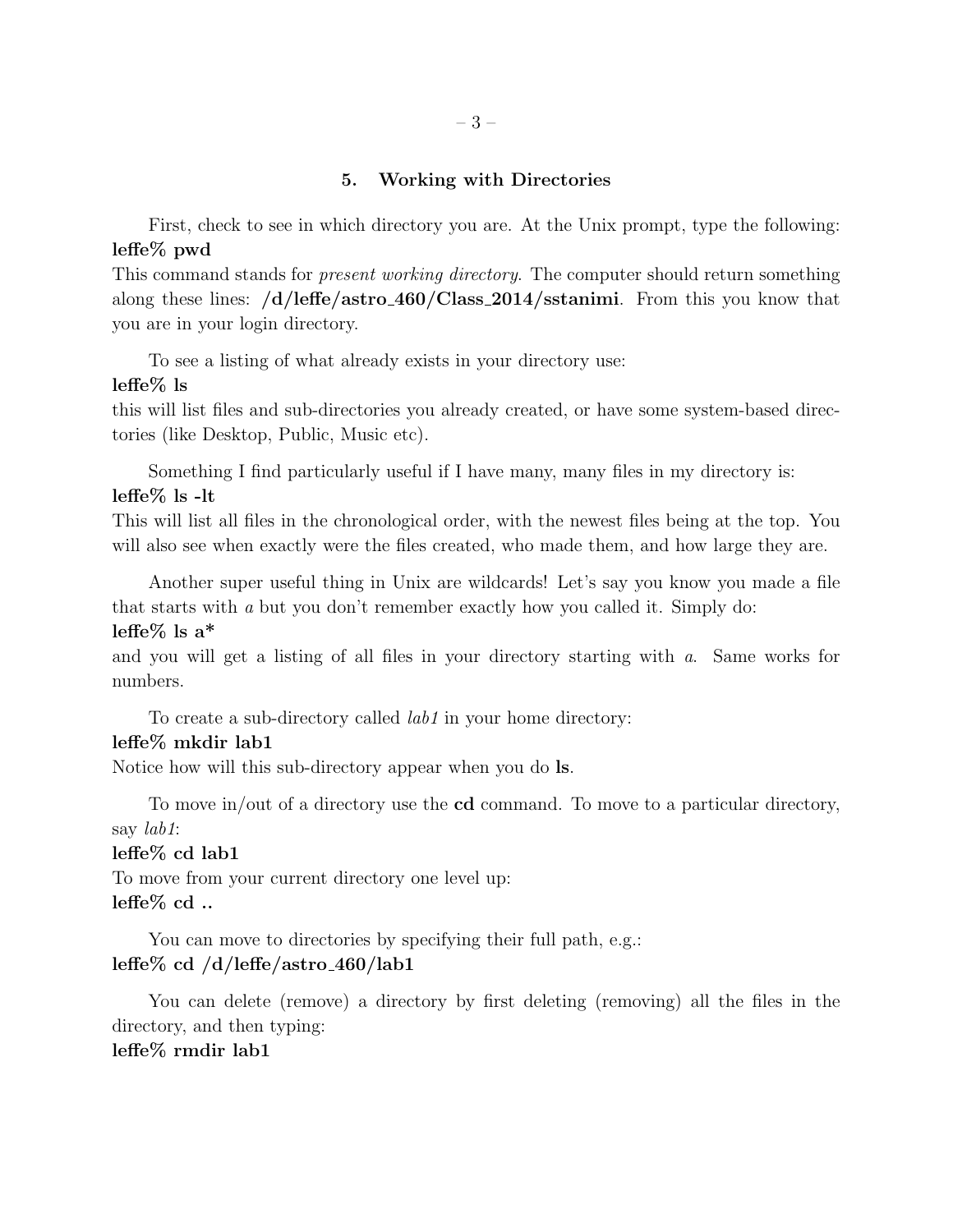## 5. Working with Directories

First, check to see in which directory you are. At the Unix prompt, type the following:
**leffe% pwd**
This command stands for *present working directory*. The computer should return something along these lines: **/d/leffe/astro_460/Class_2014/sstanimi**. From this you know that you are in your login directory.

To see a listing of what already exists in your directory use:
**leffe% ls**
this will list files and sub-directories you already created, or have some system-based directories (like Desktop, Public, Music etc).

Something I find particularly useful if I have many, many files in my directory is:
**leffe% ls -lt**
This will list all files in the chronological order, with the newest files being at the top. You will also see when exactly were the files created, who made them, and how large they are.

Another super useful thing in Unix are wildcards! Let's say you know you made a file that starts with *a* but you don't remember exactly how you called it. Simply do:
**leffe% ls a***
and you will get a listing of all files in your directory starting with *a*. Same works for numbers.

To create a sub-directory called *lab1* in your home directory:
**leffe% mkdir lab1**
Notice how will this sub-directory appear when you do **ls**.

To move in/out of a directory use the **cd** command. To move to a particular directory, say *lab1*:
**leffe% cd lab1**
To move from your current directory one level up:
**leffe% cd ..**

You can move to directories by specifying their full path, e.g.:
**leffe% cd /d/leffe/astro_460/lab1**

You can delete (remove) a directory by first deleting (removing) all the files in the directory, and then typing:
**leffe% rmdir lab1**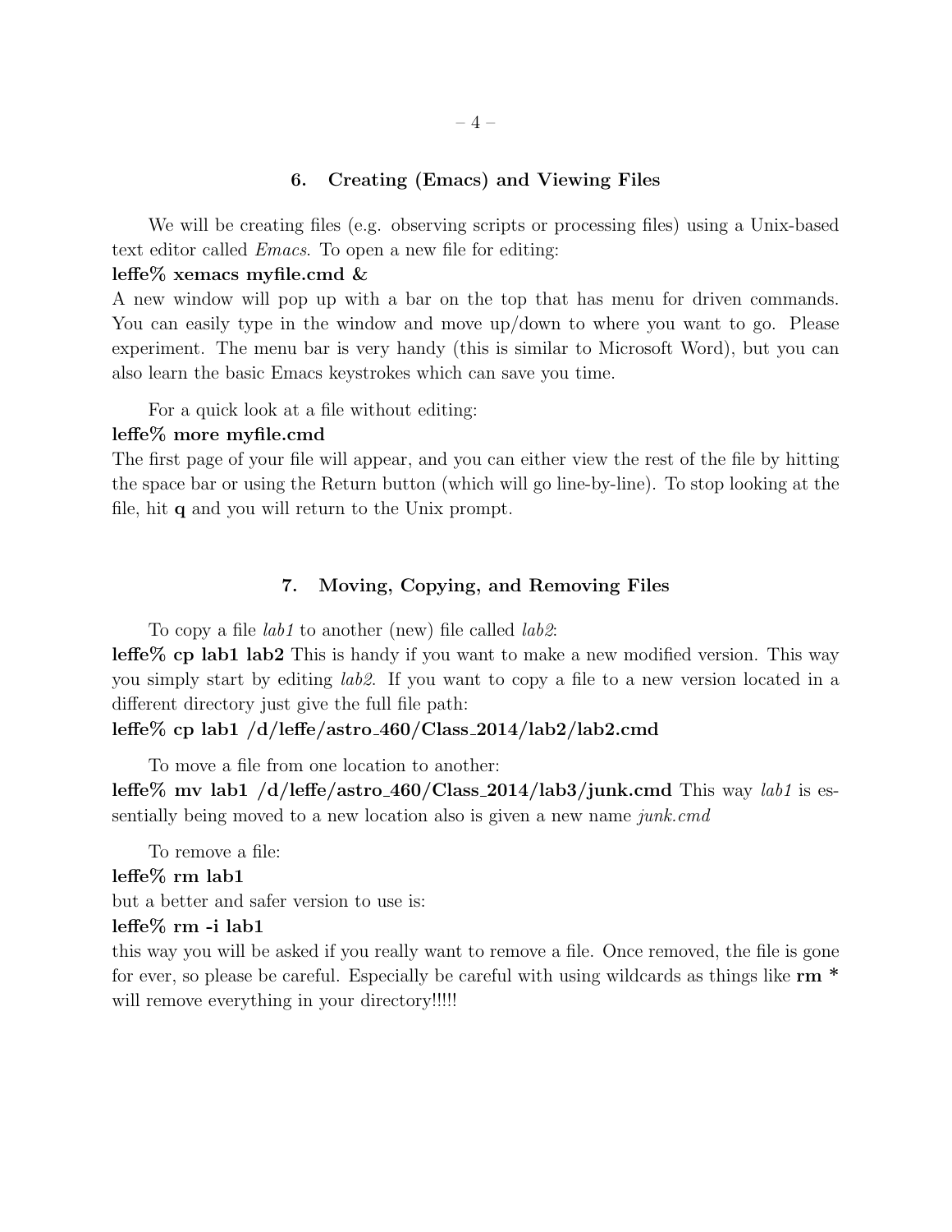## 6. Creating (Emacs) and Viewing Files

We will be creating files (e.g. observing scripts or processing files) using a Unix-based text editor called *Emacs*. To open a new file for editing:

**leffe% xemacs myfile.cmd &**

A new window will pop up with a bar on the top that has menu for driven commands. You can easily type in the window and move up/down to where you want to go. Please experiment. The menu bar is very handy (this is similar to Microsoft Word), but you can also learn the basic Emacs keystrokes which can save you time.

For a quick look at a file without editing:

**leffe% more myfile.cmd**

The first page of your file will appear, and you can either view the rest of the file by hitting the space bar or using the Return button (which will go line-by-line). To stop looking at the file, hit **q** and you will return to the Unix prompt.

## 7. Moving, Copying, and Removing Files

To copy a file *lab1* to another (new) file called *lab2*:

**leffe% cp lab1 lab2** This is handy if you want to make a new modified version. This way you simply start by editing *lab2*. If you want to copy a file to a new version located in a different directory just give the full file path:

**leffe% cp lab1 /d/leffe/astro_460/Class_2014/lab2/lab2.cmd**

To move a file from one location to another:

**leffe% mv lab1 /d/leffe/astro_460/Class_2014/lab3/junk.cmd** This way *lab1* is essentially being moved to a new location also is given a new name *junk.cmd*

To remove a file:

**leffe% rm lab1**

but a better and safer version to use is:

**leffe% rm -i lab1**

this way you will be asked if you really want to remove a file. Once removed, the file is gone for ever, so please be careful. Especially be careful with using wildcards as things like **rm *** will remove everything in your directory!!!!!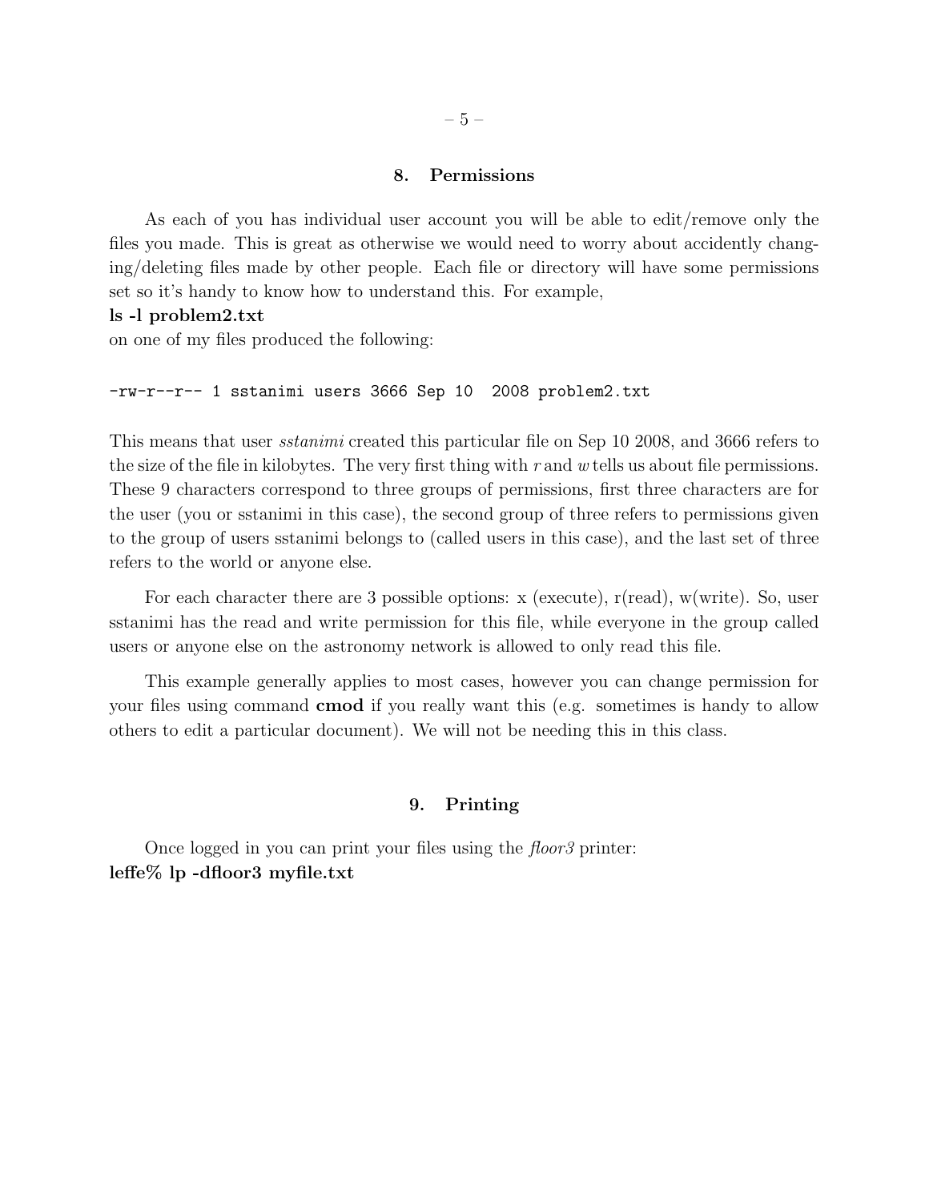## 8. Permissions

As each of you has individual user account you will be able to edit/remove only the files you made. This is great as otherwise we would need to worry about accidently changing/deleting files made by other people. Each file or directory will have some permissions set so it's handy to know how to understand this. For example,

**ls -l problem2.txt**

on one of my files produced the following:

```
-rw-r--r-- 1 sstanimi users 3666 Sep 10  2008 problem2.txt
```

This means that user *sstanimi* created this particular file on Sep 10 2008, and 3666 refers to the size of the file in kilobytes. The very first thing with *r* and *w* tells us about file permissions. These 9 characters correspond to three groups of permissions, first three characters are for the user (you or sstanimi in this case), the second group of three refers to permissions given to the group of users sstanimi belongs to (called users in this case), and the last set of three refers to the world or anyone else.

For each character there are 3 possible options: x (execute), r(read), w(write). So, user sstanimi has the read and write permission for this file, while everyone in the group called users or anyone else on the astronomy network is allowed to only read this file.

This example generally applies to most cases, however you can change permission for your files using command **cmod** if you really want this (e.g. sometimes is handy to allow others to edit a particular document). We will not be needing this in this class.

## 9. Printing

Once logged in you can print your files using the *floor3* printer:

**leffe% lp -dfloor3 myfile.txt**